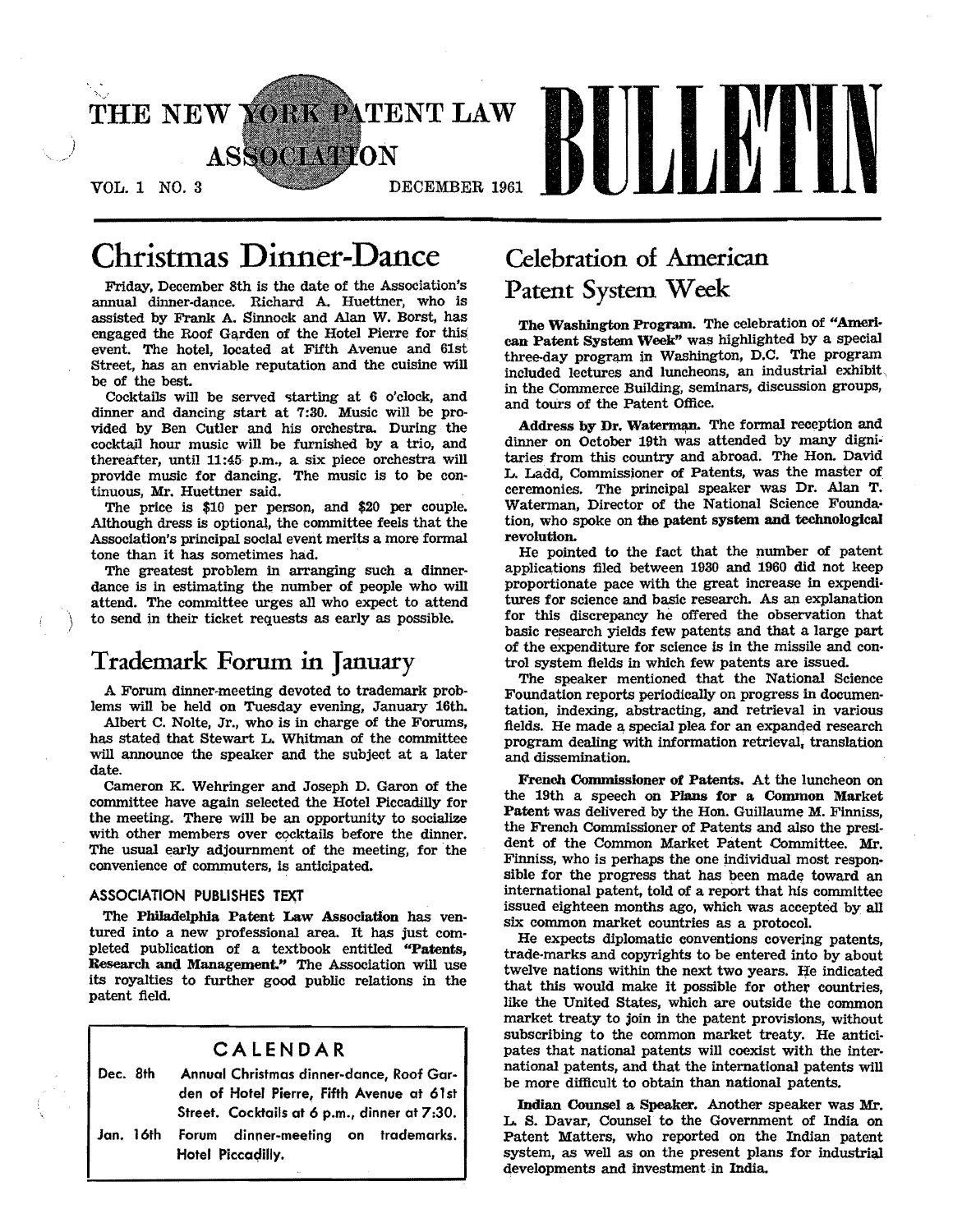# THE NEW YORK PATENT LAW ASSOCIATION BULLETIN

VOL. 1 NO. 3 DECEMBER 1961

## Christmas Dinner-Dance

Friday, December 8th is the date of the Association's annual dinner-dance. Richard A. Huettner, who is assisted by Frank A. Sinnock and Alan W. Borst, has engaged the Roof Garden of the Hotel Pierre for this event. The hotel, located at Fifth Avenue and 61st Street, has an enviable reputation and the cuisine will be of the best.

Cocktails will be served starting at 6 o'clock, and dinner and dancing start at 7:30. Music will be provided by Ben Cutler and his orchestra. During the cocktail hour music will be furnished by a trio, and thereafter, until 11:45 p.m., a six piece orchestra will provide music for dancing. The music is to be continuous, Mr. Huettner said.

The price is $10 per person, and $20 per couple. Although dress is optional, the committee feels that the Association's principal social event merits a more formal tone than it has sometimes had.

The greatest problem in arranging such a dinner-dance is in estimating the number of people who will attend. The committee urges all who expect to attend to send in their ticket requests as early as possible.

## Trademark Forum in January

A Forum dinner-meeting devoted to trademark problems will be held on Tuesday evening, January 16th.

Albert C. Nolte, Jr., who is in charge of the Forums, has stated that Stewart L. Whitman of the committee will announce the speaker and the subject at a later date.

Cameron K. Wehringer and Joseph D. Garon of the committee have again selected the Hotel Piccadilly for the meeting. There will be an opportunity to socialize with other members over cocktails before the dinner. The usual early adjournment of the meeting, for the convenience of commuters, is anticipated.

### ASSOCIATION PUBLISHES TEXT

The **Philadelphia Patent Law Association** has ventured into a new professional area. It has just completed publication of a textbook entitled **"Patents, Research and Management."** The Association will use its royalties to further good public relations in the patent field.

### CALENDAR

| | |
|---|---|
| Dec. 8th | Annual Christmas dinner-dance, Roof Garden of Hotel Pierre, Fifth Avenue at 61st Street. Cocktails at 6 p.m., dinner at 7:30. |
| Jan. 16th | Forum dinner-meeting on trademarks. Hotel Piccadilly. |

## Celebration of American Patent System Week

**The Washington Program.** The celebration of **"American Patent System Week"** was highlighted by a special three-day program in Washington, D.C. The program included lectures and luncheons, an industrial exhibit, in the Commerce Building, seminars, discussion groups, and tours of the Patent Office.

**Address by Dr. Waterman.** The formal reception and dinner on October 19th was attended by many dignitaries from this country and abroad. The Hon. David L. Ladd, Commissioner of Patents, was the master of ceremonies. The principal speaker was Dr. Alan T. Waterman, Director of the National Science Foundation, who spoke on **the patent system and technological revolution.**

He pointed to the fact that the number of patent applications filed between 1930 and 1960 did not keep proportionate pace with the great increase in expenditures for science and basic research. As an explanation for this discrepancy he offered the observation that basic research yields few patents and that a large part of the expenditure for science is in the missile and control system fields in which few patents are issued.

The speaker mentioned that the National Science Foundation reports periodically on progress in documentation, indexing, abstracting, and retrieval in various fields. He made a special plea for an expanded research program dealing with information retrieval, translation and dissemination.

**French Commissioner of Patents.** At the luncheon on the 19th a speech on **Plans for a Common Market Patent** was delivered by the Hon. Guillaume M. Finniss, the French Commissioner of Patents and also the president of the Common Market Patent Committee. Mr. Finniss, who is perhaps the one individual most responsible for the progress that has been made toward an international patent, told of a report that his committee issued eighteen months ago, which was accepted by all six common market countries as a protocol.

He expects diplomatic conventions covering patents, trade-marks and copyrights to be entered into by about twelve nations within the next two years. He indicated that this would make it possible for other countries, like the United States, which are outside the common market treaty to join in the patent provisions, without subscribing to the common market treaty. He anticipates that national patents will coexist with the international patents, and that the international patents will be more difficult to obtain than national patents.

**Indian Counsel a Speaker.** Another speaker was Mr. L. S. Davar, Counsel to the Government of India on Patent Matters, who reported on the Indian patent system, as well as on the present plans for industrial developments and investment in India.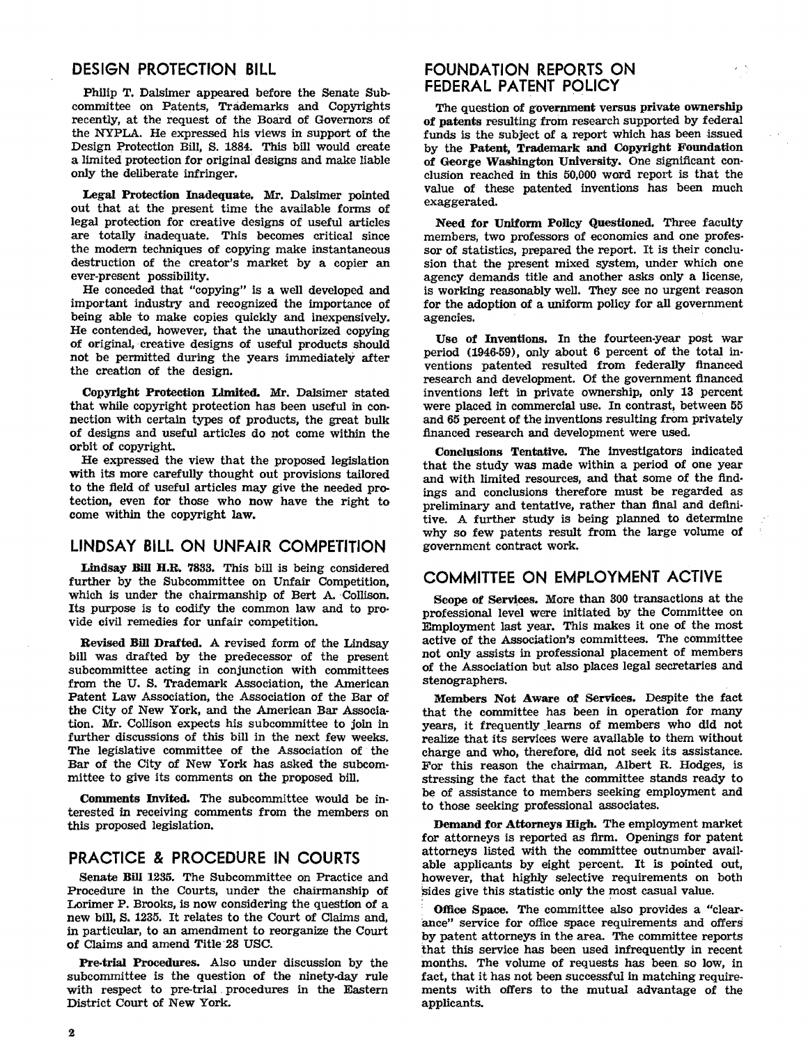## DESIGN PROTECTION BILL

Philip T. Dalsimer appeared before the Senate Subcommittee on Patents, Trademarks and Copyrights recently, at the request of the Board of Governors of the NYPLA. He expressed his views in support of the Design Protection Bill, S. 1884. This bill would create a limited protection for original designs and make liable only the deliberate infringer.

**Legal Protection Inadequate.** Mr. Dalsimer pointed out that at the present time the available forms of legal protection for creative designs of useful articles are totally inadequate. This becomes critical since the modern techniques of copying make instantaneous destruction of the creator's market by a copier an ever-present possibility.

He conceded that "copying" is a well developed and important industry and recognized the importance of being able to make copies quickly and inexpensively. He contended, however, that the unauthorized copying of original, creative designs of useful products should not be permitted during the years immediately after the creation of the design.

**Copyright Protection Limited.** Mr. Dalsimer stated that while copyright protection has been useful in connection with certain types of products, the great bulk of designs and useful articles do not come within the orbit of copyright.

He expressed the view that the proposed legislation with its more carefully thought out provisions tailored to the field of useful articles may give the needed protection, even for those who now have the right to come within the copyright law.

## LINDSAY BILL ON UNFAIR COMPETITION

**Lindsay Bill H.R. 7833.** This bill is being considered further by the Subcommittee on Unfair Competition, which is under the chairmanship of Bert A. Collison. Its purpose is to codify the common law and to provide civil remedies for unfair competition.

**Revised Bill Drafted.** A revised form of the Lindsay bill was drafted by the predecessor of the present subcommittee acting in conjunction with committees from the U. S. Trademark Association, the American Patent Law Association, the Association of the Bar of the City of New York, and the American Bar Association. Mr. Collison expects his subcommittee to join in further discussions of this bill in the next few weeks. The legislative committee of the Association of the Bar of the City of New York has asked the subcommittee to give its comments on the proposed bill.

**Comments Invited.** The subcommittee would be interested in receiving comments from the members on this proposed legislation.

## PRACTICE & PROCEDURE IN COURTS

**Senate Bill 1235.** The Subcommittee on Practice and Procedure in the Courts, under the chairmanship of Lorimer P. Brooks, is now considering the question of a new bill, S. 1235. It relates to the Court of Claims and, in particular, to an amendment to reorganize the Court of Claims and amend Title 28 USC.

**Pre-trial Procedures.** Also under discussion by the subcommittee is the question of the ninety-day rule with respect to pre-trial procedures in the Eastern District Court of New York.

## FOUNDATION REPORTS ON FEDERAL PATENT POLICY

The question of government versus private ownership of patents resulting from research supported by federal funds is the subject of a report which has been issued by the **Patent, Trademark and Copyright Foundation of George Washington University.** One significant conclusion reached in this 50,000 word report is that the value of these patented inventions has been much exaggerated.

**Need for Uniform Policy Questioned.** Three faculty members, two professors of economics and one professor of statistics, prepared the report. It is their conclusion that the present mixed system, under which one agency demands title and another asks only a license, is working reasonably well. They see no urgent reason for the adoption of a uniform policy for all government agencies.

**Use of Inventions.** In the fourteen-year post war period (1946-59), only about 6 percent of the total inventions patented resulted from federally financed research and development. Of the government financed inventions left in private ownership, only 13 percent were placed in commercial use. In contrast, between 55 and 65 percent of the inventions resulting from privately financed research and development were used.

**Conclusions Tentative.** The investigators indicated that the study was made within a period of one year and with limited resources, and that some of the findings and conclusions therefore must be regarded as preliminary and tentative, rather than final and definitive. A further study is being planned to determine why so few patents result from the large volume of government contract work.

## COMMITTEE ON EMPLOYMENT ACTIVE

**Scope of Services.** More than 300 transactions at the professional level were initiated by the Committee on Employment last year. This makes it one of the most active of the Association's committees. The committee not only assists in professional placement of members of the Association but also places legal secretaries and stenographers.

**Members Not Aware of Services.** Despite the fact that the committee has been in operation for many years, it frequently learns of members who did not realize that its services were available to them without charge and who, therefore, did not seek its assistance. For this reason the chairman, Albert R. Hodges, is stressing the fact that the committee stands ready to be of assistance to members seeking employment and to those seeking professional associates.

**Demand for Attorneys High.** The employment market for attorneys is reported as firm. Openings for patent attorneys listed with the committee outnumber available applicants by eight percent. It is pointed out, however, that highly selective requirements on both sides give this statistic only the most casual value.

**Office Space.** The committee also provides a "clearance" service for office space requirements and offers by patent attorneys in the area. The committee reports that this service has been used infrequently in recent months. The volume of requests has been so low, in fact, that it has not been successful in matching requirements with offers to the mutual advantage of the applicants.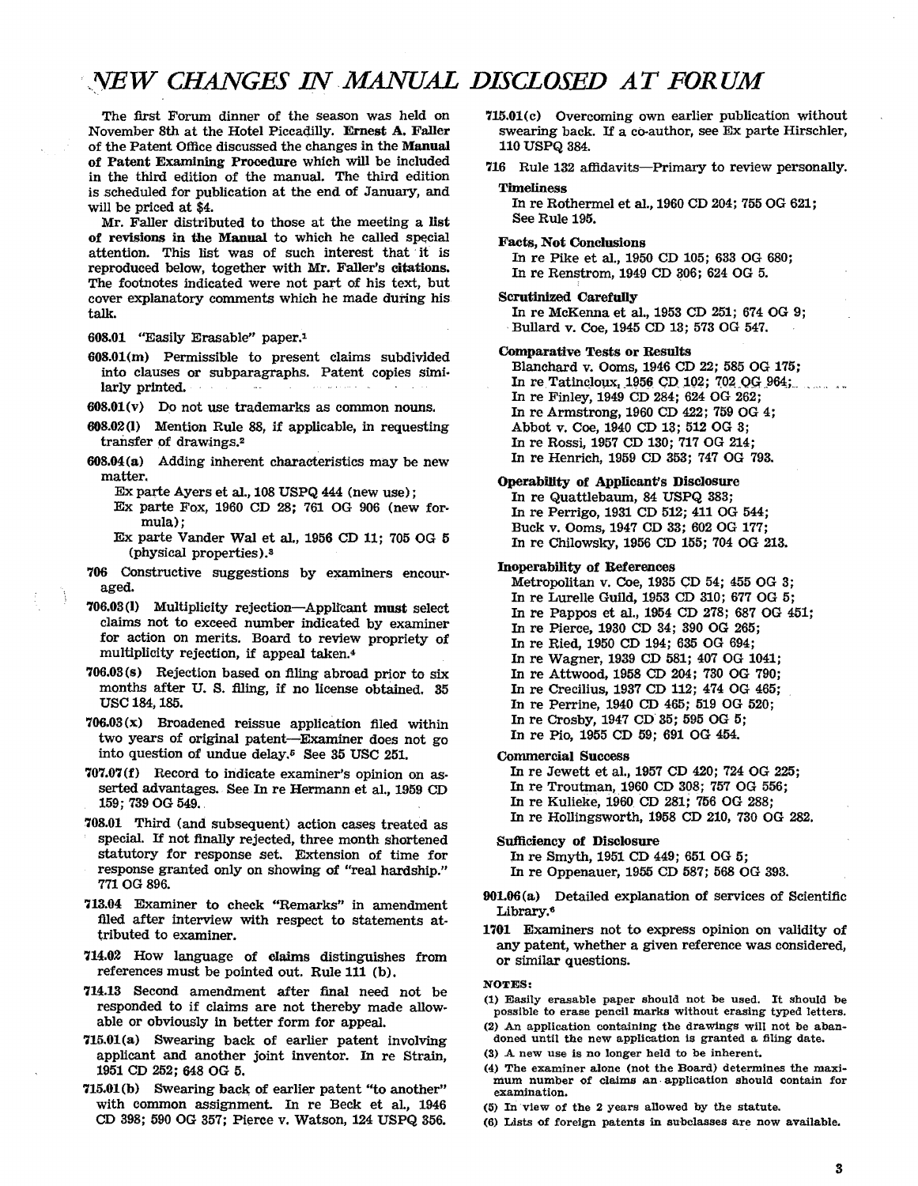# NEW CHANGES IN MANUAL DISCLOSED AT FORUM

The first Forum dinner of the season was held on November 8th at the Hotel Piccadilly. **Ernest A. Faller** of the Patent Office discussed the changes in the **Manual of Patent Examining Procedure** which will be included in the third edition of the manual. The third edition is scheduled for publication at the end of January, and will be priced at $4.

Mr. Faller distributed to those at the meeting a **list of revisions in the Manual** to which he called special attention. This list was of such interest that it is reproduced below, together with **Mr. Faller's citations.** The footnotes indicated were not part of his text, but cover explanatory comments which he made during his talk.

**608.01** "Easily Erasable" paper.[1]

**608.01(m)** Permissible to present claims subdivided into clauses or subparagraphs. Patent copies similarly printed.

**608.01(v)** Do not use trademarks as common nouns.

**608.02(l)** Mention Rule 88, if applicable, in requesting transfer of drawings.[2]

**608.04(a)** Adding inherent characteristics may be new matter.

- Ex parte Ayers et al., 108 USPQ 444 (new use);
- Ex parte Fox, 1960 CD 28; 761 OG 906 (new formula);
- Ex parte Vander Wal et al., 1956 CD 11; 705 OG 5 (physical properties).[3]

**706** Constructive suggestions by examiners encouraged.

**706.03(l)** Multiplicity rejection—Applicant **must** select claims not to exceed number indicated by examiner for action on merits. Board to review propriety of multiplicity rejection, if appeal taken.[4]

**706.03(s)** Rejection based on filing abroad prior to six months after U. S. filing, if no license obtained. 35 USC 184, 185.

**706.03(x)** Broadened reissue application filed within two years of original patent—Examiner does not go into question of undue delay.[5] See 35 USC 251.

**707.07(f)** Record to indicate examiner's opinion on asserted advantages. See In re Hermann et al., 1959 CD 159; 739 OG 549.

**708.01** Third (and subsequent) action cases treated as special. If not finally rejected, three month shortened statutory for response set. Extension of time for response granted only on showing of "real hardship." 771 OG 896.

**713.04** Examiner to check "Remarks" in amendment filed after interview with respect to statements attributed to examiner.

**714.02** How language of claims distinguishes from references must be pointed out. Rule 111 (b).

**714.13** Second amendment after final need not be responded to if claims are not thereby made allowable or obviously in better form for appeal.

**715.01(a)** Swearing back of earlier patent involving applicant and another joint inventor. In re Strain, 1951 CD 252; 648 OG 5.

**715.01(b)** Swearing back of earlier patent "to another" with common assignment. In re Beck et al., 1946 CD 398; 590 OG 357; Pierce v. Watson, 124 USPQ 356.

**715.01(c)** Overcoming own earlier publication without swearing back. If a co-author, see Ex parte Hirschler, 110 USPQ 384.

**716** Rule 132 affidavits—Primary to review personally.

**Timeliness**
- In re Rothermel et al., 1960 CD 204; 755 OG 621; See Rule 195.

**Facts, Not Conclusions**
- In re Pike et al., 1950 CD 105; 633 OG 680;
- In re Renstrom, 1949 CD 306; 624 OG 5.

**Scrutinized Carefully**
- In re McKenna et al., 1953 CD 251; 674 OG 9;
- Bullard v. Coe, 1945 CD 13; 573 OG 547.

**Comparative Tests or Results**
- Blanchard v. Ooms, 1946 CD 22; 585 OG 175;
- In re Tatincloux, 1956 CD 102; 702 OG 964;
- In re Finley, 1949 CD 284; 624 OG 262;
- In re Armstrong, 1960 CD 422; 759 OG 4;
- Abbot v. Coe, 1940 CD 13; 512 OG 3;
- In re Rossi, 1957 CD 130; 717 OG 214;
- In re Henrich, 1959 CD 353; 747 OG 793.

**Operability of Applicant's Disclosure**
- In re Quattlebaum, 84 USPQ 383;
- In re Perrigo, 1931 CD 512; 411 OG 544;
- Buck v. Ooms, 1947 CD 33; 602 OG 177;
- In re Chilowsky, 1956 CD 155; 704 OG 213.

**Inoperability of References**
- Metropolitan v. Coe, 1935 CD 54; 455 OG 3;
- In re Lurelle Guild, 1953 CD 310; 677 OG 5;
- In re Pappos et al., 1954 CD 278; 687 OG 451;
- In re Pierce, 1930 CD 34; 390 OG 265;
- In re Ried, 1950 CD 194; 635 OG 694;
- In re Wagner, 1939 CD 581; 407 OG 1041;
- In re Attwood, 1958 CD 204; 730 OG 790;
- In re Crecilius, 1937 CD 112; 474 OG 465;
- In re Perrine, 1940 CD 465; 519 OG 520;
- In re Crosby, 1947 CD 35; 595 OG 5;
- In re Pio, 1955 CD 59; 691 OG 454.

**Commercial Success**
- In re Jewett et al., 1957 CD 420; 724 OG 225;
- In re Troutman, 1960 CD 308; 757 OG 556;
- In re Kulieke, 1960 CD 281; 756 OG 288;
- In re Hollingsworth, 1958 CD 210, 730 OG 282.

**Sufficiency of Disclosure**
- In re Smyth, 1951 CD 449; 651 OG 5;
- In re Oppenauer, 1955 CD 587; 568 OG 393.

**901.06(a)** Detailed explanation of services of Scientific Library.[6]

**1701** Examiners not to express opinion on validity of any patent, whether a given reference was considered, or similar questions.

**NOTES:**

(1) Easily erasable paper should not be used. It should be possible to erase pencil marks without erasing typed letters.

(2) An application containing the drawings will not be abandoned until the new application is granted a filing date.

(3) A new use is no longer held to be inherent.

(4) The examiner alone (not the Board) determines the maximum number of claims an application should contain for examination.

(5) In view of the 2 years allowed by the statute.

(6) Lists of foreign patents in subclasses are now available.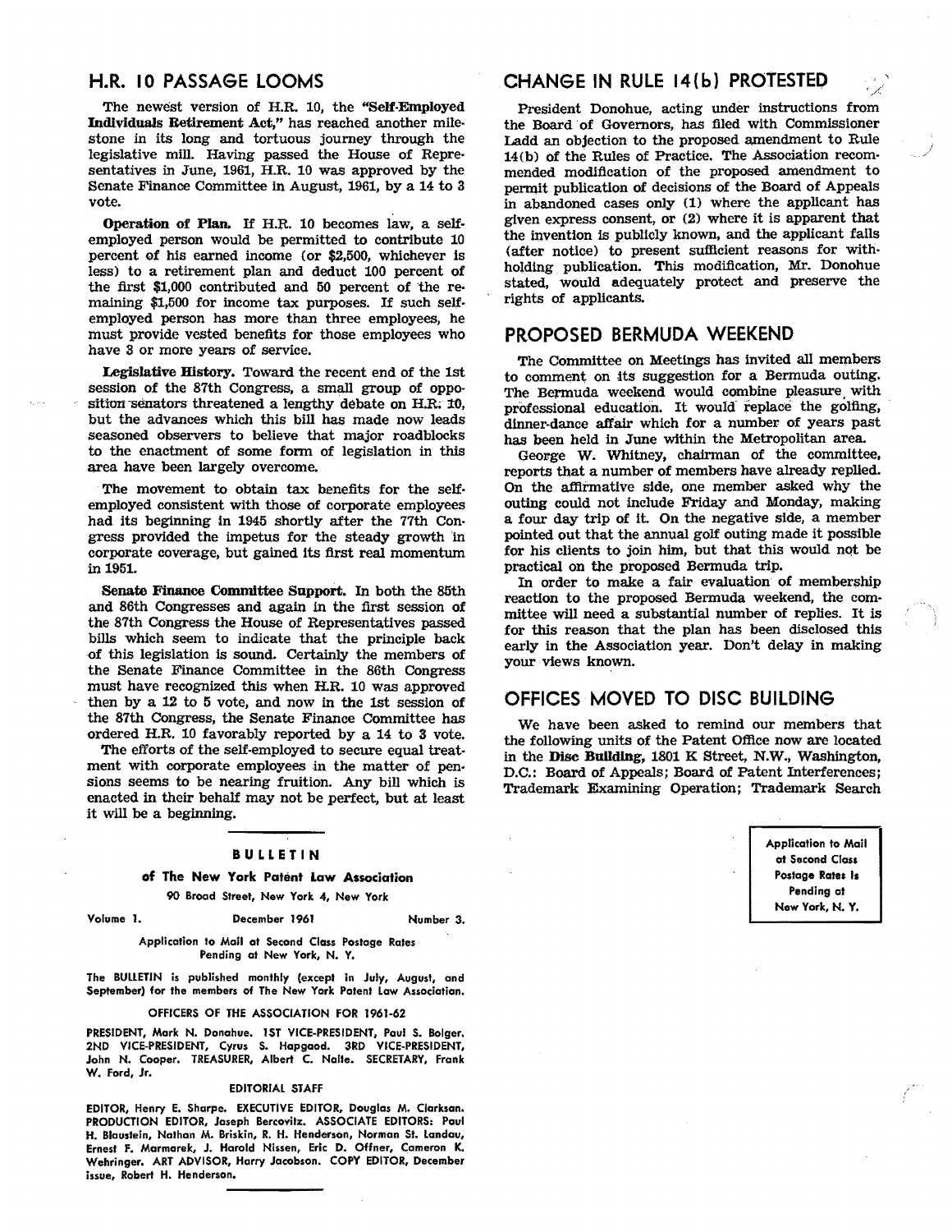## H.R. 10 PASSAGE LOOMS

The newest version of H.R. 10, the **"Self-Employed Individuals Retirement Act,"** has reached another milestone in its long and tortuous journey through the legislative mill. Having passed the House of Representatives in June, 1961, H.R. 10 was approved by the Senate Finance Committee in August, 1961, by a 14 to 3 vote.

**Operation of Plan.** If H.R. 10 becomes law, a self-employed person would be permitted to contribute 10 percent of his earned income (or $2,500, whichever is less) to a retirement plan and deduct 100 percent of the first $1,000 contributed and 50 percent of the remaining $1,500 for income tax purposes. If such self-employed person has more than three employees, he must provide vested benefits for those employees who have 3 or more years of service.

**Legislative History.** Toward the recent end of the 1st session of the 87th Congress, a small group of opposition senators threatened a lengthy debate on H.R. 10, but the advances which this bill has made now leads seasoned observers to believe that major roadblocks to the enactment of some form of legislation in this area have been largely overcome.

The movement to obtain tax benefits for the self-employed consistent with those of corporate employees had its beginning in 1945 shortly after the 77th Congress provided the impetus for the steady growth in corporate coverage, but gained its first real momentum in 1951.

**Senate Finance Committee Support.** In both the 85th and 86th Congresses and again in the first session of the 87th Congress the House of Representatives passed bills which seem to indicate that the principle back of this legislation is sound. Certainly the members of the Senate Finance Committee in the 86th Congress must have recognized this when H.R. 10 was approved then by a 12 to 5 vote, and now in the 1st session of the 87th Congress, the Senate Finance Committee has ordered H.R. 10 favorably reported by a 14 to 3 vote.

The efforts of the self-employed to secure equal treatment with corporate employees in the matter of pensions seems to be nearing fruition. Any bill which is enacted in their behalf may not be perfect, but at least it will be a beginning.

---

**BULLETIN**

**of The New York Patent Law Association**

90 Broad Street, New York 4, New York

Volume 1. December 1961 Number 3.

Application to Mail at Second Class Postage Rates Pending at New York, N. Y.

The BULLETIN is published monthly (except in July, August, and September) for the members of The New York Patent Law Association.

OFFICERS OF THE ASSOCIATION FOR 1961-62

PRESIDENT, Mark N. Donohue. 1ST VICE-PRESIDENT, Paul S. Bolger. 2ND VICE-PRESIDENT, Cyrus S. Hapgood. 3RD VICE-PRESIDENT, John N. Cooper. TREASURER, Albert C. Nolte. SECRETARY, Frank W. Ford, Jr.

EDITORIAL STAFF

EDITOR, Henry E. Sharpe. EXECUTIVE EDITOR, Douglas M. Clarkson. PRODUCTION EDITOR, Joseph Bercovitz. ASSOCIATE EDITORS: Paul H. Blaustein, Nathan M. Briskin, R. H. Henderson, Norman St. Landau, Ernest F. Marmorek, J. Harold Nissen, Eric D. Offner, Cameron K. Wehringer. ART ADVISOR, Harry Jacobson. COPY EDITOR, December issue, Robert H. Henderson.

---

## CHANGE IN RULE 14(b) PROTESTED

President Donohue, acting under instructions from the Board of Governors, has filed with Commissioner Ladd an objection to the proposed amendment to Rule 14(b) of the Rules of Practice. The Association recommended modification of the proposed amendment to permit publication of decisions of the Board of Appeals in abandoned cases only (1) where the applicant has given express consent, or (2) where it is apparent that the invention is publicly known, and the applicant fails (after notice) to present sufficient reasons for withholding publication. This modification, Mr. Donohue stated, would adequately protect and preserve the rights of applicants.

## PROPOSED BERMUDA WEEKEND

The Committee on Meetings has invited all members to comment on its suggestion for a Bermuda outing. The Bermuda weekend would combine pleasure with professional education. It would replace the golfing, dinner-dance affair which for a number of years past has been held in June within the Metropolitan area.

George W. Whitney, chairman of the committee, reports that a number of members have already replied. On the affirmative side, one member asked why the outing could not include Friday and Monday, making a four day trip of it. On the negative side, a member pointed out that the annual golf outing made it possible for his clients to join him, but that this would not be practical on the proposed Bermuda trip.

In order to make a fair evaluation of membership reaction to the proposed Bermuda weekend, the committee will need a substantial number of replies. It is for this reason that the plan has been disclosed this early in the Association year. Don't delay in making your views known.

## OFFICES MOVED TO DISC BUILDING

We have been asked to remind our members that the following units of the Patent Office now are located in the **Disc Building**, 1801 K Street, N.W., Washington, D.C.: Board of Appeals; Board of Patent Interferences; Trademark Examining Operation; Trademark Search

Application to Mail at Second Class Postage Rates Is Pending at New York, N. Y.